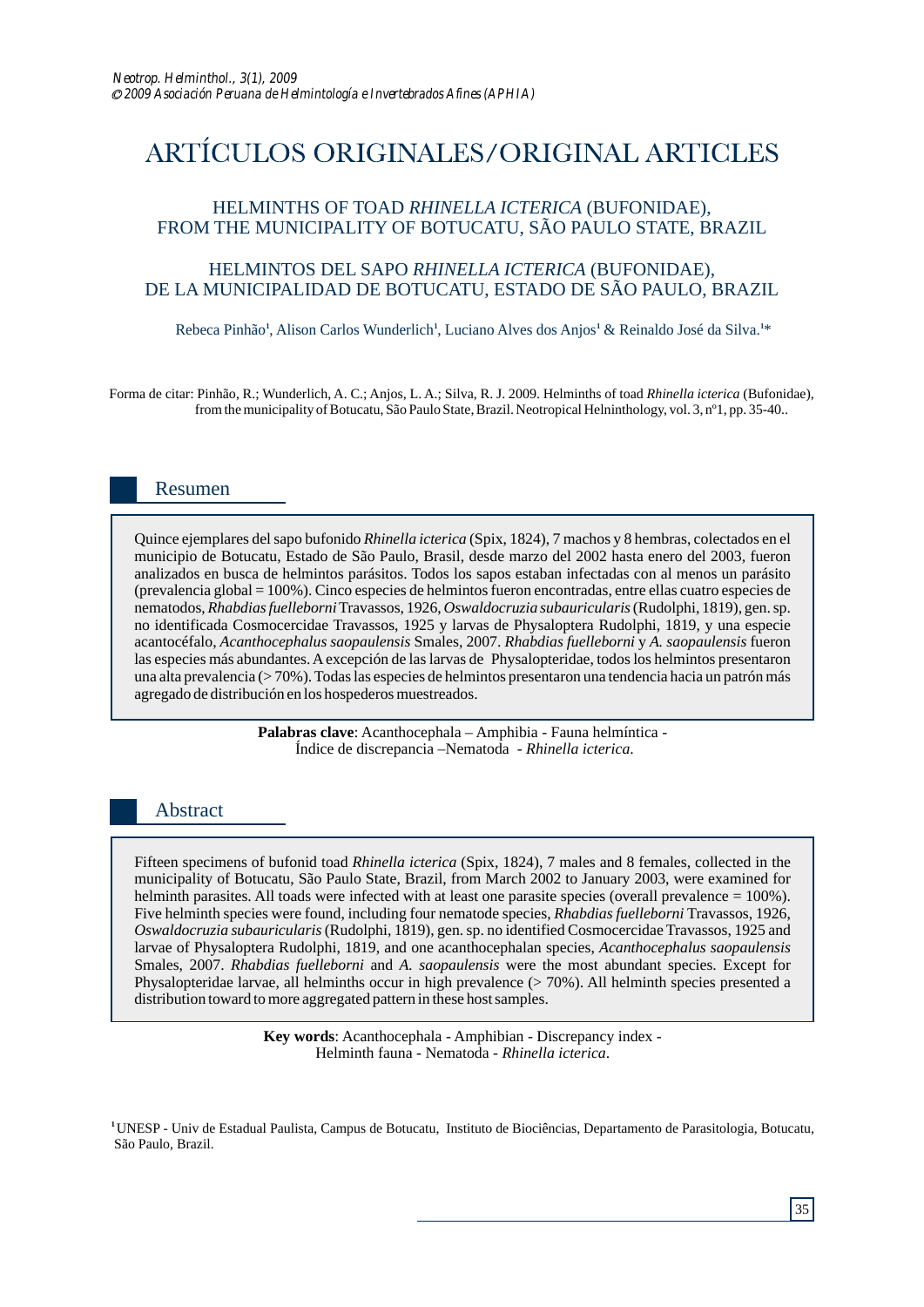# ARTÍCULOS ORIGINALES/ORIGINAL ARTICLES

## HELMINTHS OF TOAD *RHINELLA ICTERICA* (BUFONIDAE), FROM THE MUNICIPALITY OF BOTUCATU, SÃO PAULO STATE, BRAZIL

## HELMINTOS DEL SAPO *RHINELLA ICTERICA* (BUFONIDAE), DE LA MUNICIPALIDAD DE BOTUCATU, ESTADO DE SÃO PAULO, BRAZIL

Rebeca Pinhão[1], Alison Carlos Wunderlich[1], Luciano Alves dos Anjos[1] & Reinaldo José da Silva.[1]*

Forma de citar: Pinhão, R.; Wunderlich, A. C.; Anjos, L. A.; Silva, R. J. 2009. Helminths of toad *Rhinella icterica* (Bufonidae), from the municipality of Botucatu, São Paulo State, Brazil. Neotropical Helninthology, vol. 3, nº1, pp. 35-40..

## Resumen

Quince ejemplares del sapo bufonido *Rhinella icterica* (Spix, 1824), 7 machos y 8 hembras, colectados en el municipio de Botucatu, Estado de São Paulo, Brasil, desde marzo del 2002 hasta enero del 2003, fueron analizados en busca de helmintos parásitos. Todos los sapos estaban infectadas con al menos un parásito (prevalencia global = 100%). Cinco especies de helmintos fueron encontradas, entre ellas cuatro especies de nematodos, *Rhabdias fuelleborni* Travassos, 1926, *Oswaldocruzia subauricularis* (Rudolphi, 1819), gen. sp. no identificada Cosmocercidae Travassos, 1925 y larvas de Physaloptera Rudolphi, 1819, y una especie acantocéfalo, *Acanthocephalus saopaulensis* Smales, 2007. *Rhabdias fuelleborni* y *A. saopaulensis* fueron las especies más abundantes. A excepción de las larvas de Physalopteridae, todos los helmintos presentaron una alta prevalencia (> 70%). Todas las especies de helmintos presentaron una tendencia hacia un patrón más agregado de distribución en los hospederos muestreados.

**Palabras clave**: Acanthocephala – Amphibia - Fauna helmíntica - Índice de discrepancia –Nematoda - *Rhinella icterica*.

## Abstract

Fifteen specimens of bufonid toad *Rhinella icterica* (Spix, 1824), 7 males and 8 females, collected in the municipality of Botucatu, São Paulo State, Brazil, from March 2002 to January 2003, were examined for helminth parasites. All toads were infected with at least one parasite species (overall prevalence = 100%). Five helminth species were found, including four nematode species, *Rhabdias fuelleborni* Travassos, 1926, *Oswaldocruzia subauricularis* (Rudolphi, 1819), gen. sp. no identified Cosmocercidae Travassos, 1925 and larvae of Physaloptera Rudolphi, 1819, and one acanthocephalan species, *Acanthocephalus saopaulensis* Smales, 2007. *Rhabdias fuelleborni* and *A. saopaulensis* were the most abundant species. Except for Physalopteridae larvae, all helminths occur in high prevalence (> 70%). All helminth species presented a distribution toward to more aggregated pattern in these host samples.

**Key words**: Acanthocephala - Amphibian - Discrepancy index - Helminth fauna - Nematoda - *Rhinella icterica*.

[1] UNESP - Univ de Estadual Paulista, Campus de Botucatu, Instituto de Biociências, Departamento de Parasitologia, Botucatu, São Paulo, Brazil.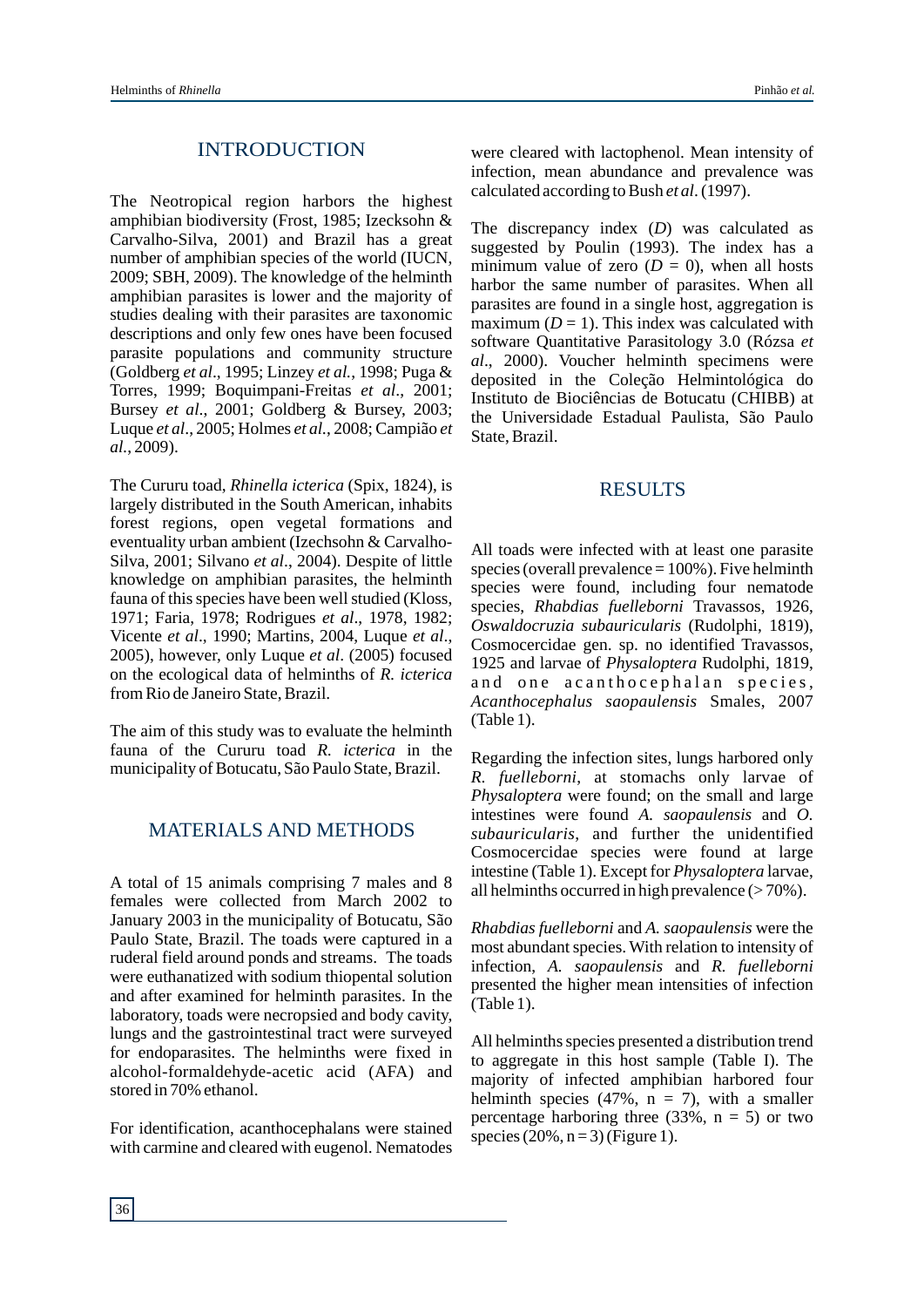## INTRODUCTION

The Neotropical region harbors the highest amphibian biodiversity (Frost, 1985; Izecksohn & Carvalho-Silva, 2001) and Brazil has a great number of amphibian species of the world (IUCN, 2009; SBH, 2009). The knowledge of the helminth amphibian parasites is lower and the majority of studies dealing with their parasites are taxonomic descriptions and only few ones have been focused parasite populations and community structure (Goldberg *et al*., 1995; Linzey *et al.*, 1998; Puga & Torres, 1999; Boquimpani-Freitas *et al*., 2001; Bursey *et al*., 2001; Goldberg & Bursey, 2003; Luque *et al*., 2005; Holmes *et al.*, 2008; Campião *et al.*, 2009).

The Cururu toad, *Rhinella icterica* (Spix, 1824), is largely distributed in the South American, inhabits forest regions, open vegetal formations and eventuality urban ambient (Izechsohn & Carvalho-Silva, 2001; Silvano *et al*., 2004). Despite of little knowledge on amphibian parasites, the helminth fauna of this species have been well studied (Kloss, 1971; Faria, 1978; Rodrigues *et al*., 1978, 1982; Vicente *et al*., 1990; Martins, 2004, Luque *et al*., 2005), however, only Luque *et al*. (2005) focused on the ecological data of helminths of *R. icterica* from Rio de Janeiro State, Brazil.

The aim of this study was to evaluate the helminth fauna of the Cururu toad *R. icterica* in the municipality of Botucatu, São Paulo State, Brazil.

## MATERIALS AND METHODS

A total of 15 animals comprising 7 males and 8 females were collected from March 2002 to January 2003 in the municipality of Botucatu, São Paulo State, Brazil. The toads were captured in a ruderal field around ponds and streams. The toads were euthanazited with sodium thiopental solution and after examined for helminth parasites. In the laboratory, toads were necropsied and body cavity, lungs and the gastrointestinal tract were surveyed for endoparasites. The helminths were fixed in alcohol-formaldehyde-acetic acid (AFA) and stored in 70% ethanol.

For identification, acanthocephalans were stained with carmine and cleared with eugenol. Nematodes were cleared with lactophenol. Mean intensity of infection, mean abundance and prevalence was calculated according to Bush *et al*. (1997).

The discrepancy index ($D$) was calculated as suggested by Poulin (1993). The index has a minimum value of zero ($D$ = 0), when all hosts harbor the same number of parasites. When all parasites are found in a single host, aggregation is maximum ($D$ = 1). This index was calculated with software Quantitative Parasitology 3.0 (Rózsa *et al*., 2000). Voucher helminth specimens were deposited in the Coleção Helmintológica do Instituto de Biociências de Botucatu (CHIBB) at the Universidade Estadual Paulista, São Paulo State, Brazil.

## RESULTS

All toads were infected with at least one parasite species (overall prevalence = 100%). Five helminth species were found, including four nematode species, *Rhabdias fuelleborni* Travassos, 1926, *Oswaldocruzia subauricularis* (Rudolphi, 1819), Cosmocercidae gen. sp. no identified Travassos, 1925 and larvae of *Physaloptera* Rudolphi, 1819, and one acanthocephalan species, *Acanthocephalus saopaulensis* Smales, 2007 (Table 1).

Regarding the infection sites, lungs harbored only *R. fuelleborni*, at stomachs only larvae of *Physaloptera* were found; on the small and large intestines were found *A. saopaulensis* and *O. subauricularis*, and further the unidentified Cosmocercidae species were found at large intestine (Table 1). Except for *Physaloptera* larvae, all helminths occurred in high prevalence (> 70%).

*Rhabdias fuelleborni* and *A. saopaulensis* were the most abundant species. With relation to intensity of infection, *A. saopaulensis* and *R. fuelleborni* presented the higher mean intensities of infection (Table 1).

All helminths species presented a distribution trend to aggregate in this host sample (Table I). The majority of infected amphibian harbored four helminth species (47%, n = 7), with a smaller percentage harboring three (33%, n = 5) or two species (20%, n = 3) (Figure 1).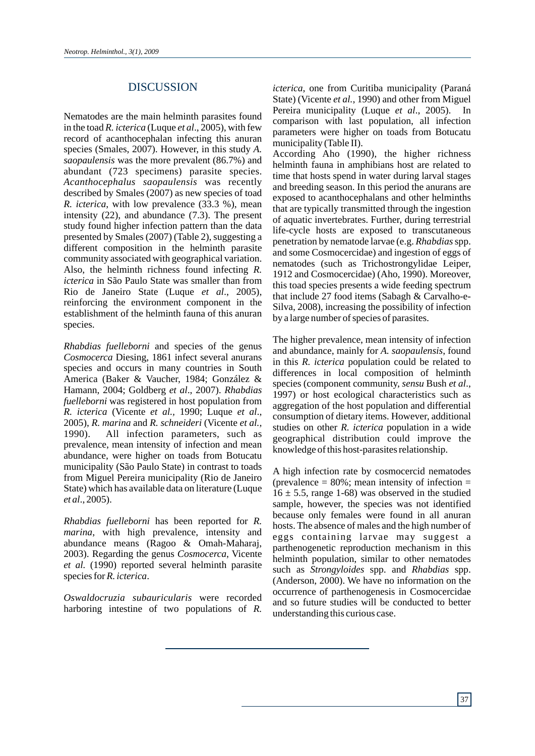## DISCUSSION

Nematodes are the main helminth parasites found in the toad *R. icterica* (Luque *et al*., 2005), with few record of acanthocephalan infecting this anuran species (Smales, 2007). However, in this study *A. saopaulensis* was the more prevalent (86.7%) and abundant (723 specimens) parasite species. *Acanthocephalus saopaulensis* was recently described by Smales (2007) as new species of toad *R. icterica*, with low prevalence (33.3 %), mean intensity (22), and abundance (7.3). The present study found higher infection pattern than the data presented by Smales (2007) (Table 2), suggesting a different composition in the helminth parasite community associated with geographical variation. Also, the helminth richness found infecting *R. icterica* in São Paulo State was smaller than from Rio de Janeiro State (Luque *et al*., 2005), reinforcing the environment component in the establishment of the helminth fauna of this anuran species.

*Rhabdias fuelleborni* and species of the genus *Cosmocerca* Diesing, 1861 infect several anurans species and occurs in many countries in South America (Baker & Vaucher, 1984; González & Hamann, 2004; Goldberg *et al*., 2007). *Rhabdias fuelleborni* was registered in host population from *R. icterica* (Vicente *et al.*, 1990; Luque *et al*., 2005), *R. marina* and *R. schneideri* (Vicente *et al.*, 1990). All infection parameters, such as prevalence, mean intensity of infection and mean abundance, were higher on toads from Botucatu municipality (São Paulo State) in contrast to toads from Miguel Pereira municipality (Rio de Janeiro State) which has available data on literature (Luque *et al*., 2005).

*Rhabdias fuelleborni* has been reported for *R. marina*, with high prevalence, intensity and abundance means (Ragoo & Omah-Maharaj, 2003). Regarding the genus *Cosmocerca*, Vicente *et al.* (1990) reported several helminth parasite species for *R. icterica*.

*Oswaldocruzia subauricularis* were recorded harboring intestine of two populations of *R. icterica*, one from Curitiba municipality (Paraná State) (Vicente *et al.*, 1990) and other from Miguel Pereira municipality (Luque *et al*., 2005). In comparison with last population, all infection parameters were higher on toads from Botucatu municipality (Table II).

According Aho (1990), the higher richness helminth fauna in amphibians host are related to time that hosts spend in water during larval stages and breeding season. In this period the anurans are exposed to acanthocephalans and other helminths that are typically transmitted through the ingestion of aquatic invertebrates. Further, during terrestrial life-cycle hosts are exposed to transcutaneous penetration by nematode larvae (e.g. *Rhabdias* spp. and some Cosmocercidae) and ingestion of eggs of nematodes (such as Trichostrongylidae Leiper, 1912 and Cosmocercidae) (Aho, 1990). Moreover, this toad species presents a wide feeding spectrum that include 27 food items (Sabagh & Carvalho-e-Silva, 2008), increasing the possibility of infection by a large number of species of parasites.

The higher prevalence, mean intensity of infection and abundance, mainly for *A. saopaulensis*, found in this *R. icterica* population could be related to differences in local composition of helminth species (component community, *sensu* Bush *et al*., 1997) or host ecological characteristics such as aggregation of the host population and differential consumption of dietary items. However, additional studies on other *R. icterica* population in a wide geographical distribution could improve the knowledge of this host-parasites relationship.

A high infection rate by cosmocercid nematodes (prevalence = 80%; mean intensity of infection = $16 \pm 5.5$, range 1-68) was observed in the studied sample, however, the species was not identified because only females were found in all anuran hosts. The absence of males and the high number of eggs containing larvae may suggest a parthenogenetic reproduction mechanism in this helminth population, similar to other nematodes such as *Strongyloides* spp. and *Rhabdias* spp. (Anderson, 2000). We have no information on the occurrence of parthenogenesis in Cosmocercidae and so future studies will be conducted to better understanding this curious case.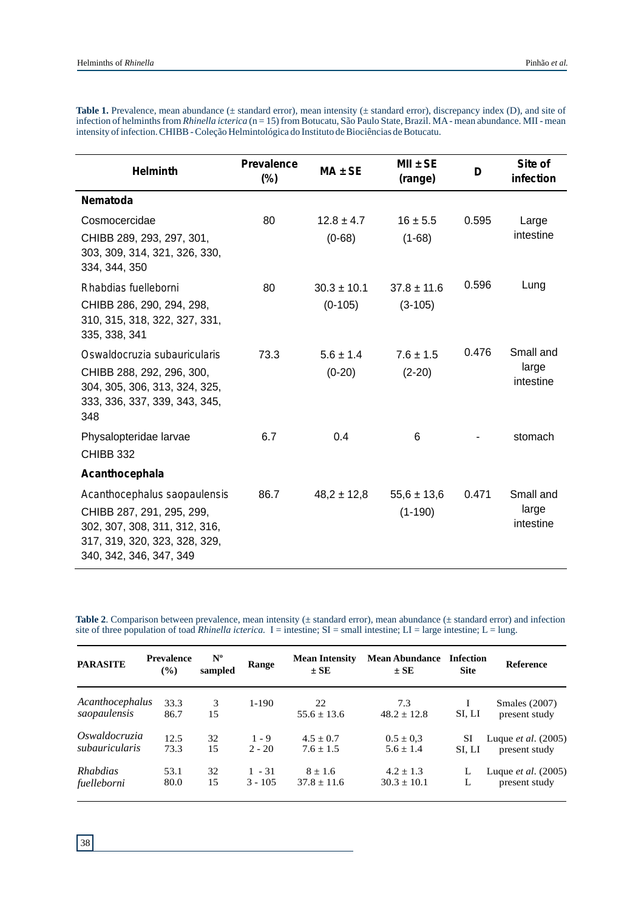**Table 1.** Prevalence, mean abundance (± standard error), mean intensity (± standard error), discrepancy index (D), and site of infection of helminths from *Rhinella icterica* (n = 15) from Botucatu, São Paulo State, Brazil. MA - mean abundance. MII - mean intensity of infection. CHIBB - Coleção Helmintológica do Instituto de Biociências de Botucatu.

| Helminth | Prevalence (%) | MA ± SE | MII ± SE (range) | D | Site of infection |
|---|---|---|---|---|---|
| **Nematoda** | | | | | |
| Cosmocercidae<br>CHIBB 289, 293, 297, 301, 303, 309, 314, 321, 326, 330, 334, 344, 350 | 80 | 12.8 ± 4.7<br>(0-68) | 16 ± 5.5<br>(1-68) | 0.595 | Large intestine |
| Rhabdias fuelleborni<br>CHIBB 286, 290, 294, 298, 310, 315, 318, 322, 327, 331, 335, 338, 341 | 80 | 30.3 ± 10.1<br>(0-105) | 37.8 ± 11.6<br>(3-105) | 0.596 | Lung |
| Oswaldocruzia subauricularis<br>CHIBB 288, 292, 296, 300, 304, 305, 306, 313, 324, 325, 333, 336, 337, 339, 343, 345, 348 | 73.3 | 5.6 ± 1.4<br>(0-20) | 7.6 ± 1.5<br>(2-20) | 0.476 | Small and large intestine |
| Physalopteridae larvae<br>CHIBB 332 | 6.7 | 0.4 | 6 | - | stomach |
| **Acanthocephala** | | | | | |
| Acanthocephalus saopaulensis<br>CHIBB 287, 291, 295, 299, 302, 307, 308, 311, 312, 316, 317, 319, 320, 323, 328, 329, 340, 342, 346, 347, 349 | 86.7 | 48,2 ± 12,8 | 55,6 ± 13,6<br>(1-190) | 0.471 | Small and large intestine |

**Table 2**. Comparison between prevalence, mean intensity (± standard error), mean abundance (± standard error) and infection site of three population of toad *Rhinella icterica.* I = intestine; SI = small intestine; LI = large intestine; L = lung.

| PARASITE | Prevalence (%) | Nº sampled | Range | Mean Intensity ± SE | Mean Abundance ± SE | Infection Site | Reference |
|---|---|---|---|---|---|---|---|
| *Acanthocephalus saopaulensis* | 33.3<br>86.7 | 3<br>15 | 1-190 | 22<br>55.6 ± 13.6 | 7.3<br>48.2 ± 12.8 | I<br>SI, LI | Smales (2007)<br>present study |
| *Oswaldocruzia subauricularis* | 12.5<br>73.3 | 32<br>15 | 1 - 9<br>2 - 20 | 4.5 ± 0.7<br>7.6 ± 1.5 | 0.5 ± 0,3<br>5.6 ± 1.4 | SI<br>SI, LI | Luque *et al*. (2005)<br>present study |
| *Rhabdias fuelleborni* | 53.1<br>80.0 | 32<br>15 | 1 - 31<br>3 - 105 | 8 ± 1.6<br>37.8 ± 11.6 | 4.2 ± 1.3<br>30.3 ± 10.1 | L<br>L | Luque *et al*. (2005)<br>present study |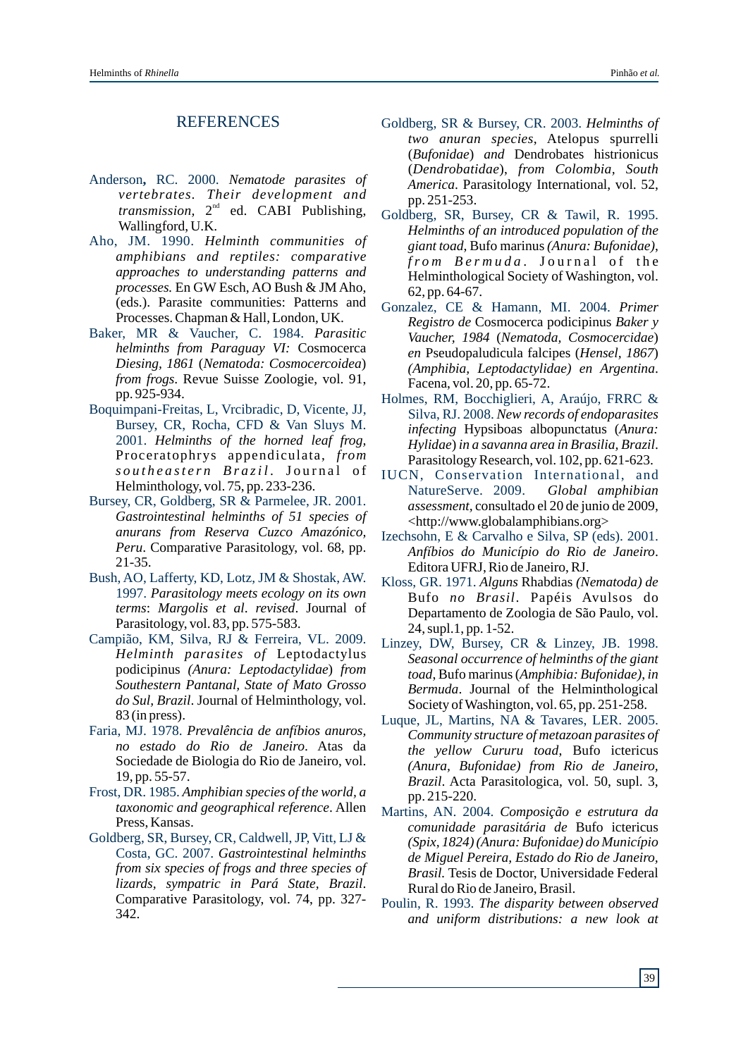## REFERENCES

Anderson, RC. 2000. *Nematode parasites of vertebrates. Their development and transmission,* 2nd ed. CABI Publishing, Wallingford, U.K.

Aho, JM. 1990. *Helminth communities of amphibians and reptiles: comparative approaches to understanding patterns and processes.* En GW Esch, AO Bush & JM Aho, (eds.). Parasite communities: Patterns and Processes. Chapman & Hall, London, UK.

Baker, MR & Vaucher, C. 1984. *Parasitic helminths from Paraguay VI:* Cosmocerca *Diesing, 1861* (*Nematoda: Cosmocercoidea*) *from frogs*. Revue Suisse Zoologie, vol. 91, pp. 925-934.

Boquimpani-Freitas, L, Vrcibradic, D, Vicente, JJ, Bursey, CR, Rocha, CFD & Van Sluys M. 2001. *Helminths of the horned leaf frog,* Proceratophrys appendiculata, *from southeastern Brazil*. Journal of Helminthology, vol. 75, pp. 233-236.

Bursey, CR, Goldberg, SR & Parmelee, JR. 2001. *Gastrointestinal helminths of 51 species of anurans from Reserva Cuzco Amazónico, Peru*. Comparative Parasitology, vol. 68, pp. 21-35.

Bush, AO, Lafferty, KD, Lotz, JM & Shostak, AW. 1997. *Parasitology meets ecology on its own terms*: *Margolis et al. revised*. Journal of Parasitology, vol. 83, pp. 575-583.

Campião, KM, Silva, RJ & Ferreira, VL. 2009. *Helminth parasites of* Leptodactylus podicipinus *(Anura: Leptodactylidae*) *from Southestern Pantanal, State of Mato Grosso do Sul, Brazil*. Journal of Helminthology, vol. 83 (in press).

Faria, MJ. 1978. *Prevalência de anfíbios anuros, no estado do Rio de Janeiro*. Atas da Sociedade de Biologia do Rio de Janeiro, vol. 19, pp. 55-57.

Frost, DR. 1985. *Amphibian species of the world, a taxonomic and geographical reference*. Allen Press, Kansas.

Goldberg, SR, Bursey, CR, Caldwell, JP, Vitt, LJ & Costa, GC. 2007. *Gastrointestinal helminths from six species of frogs and three species of lizards, sympatric in Pará State, Brazil*. Comparative Parasitology, vol. 74, pp. 327-342.

Goldberg, SR & Bursey, CR. 2003. *Helminths of two anuran species*, Atelopus spurrelli (*Bufonidae*) *and* Dendrobates histrionicus (*Dendrobatidae*), *from Colombia, South America*. Parasitology International, vol. 52, pp. 251-253.

Goldberg, SR, Bursey, CR & Tawil, R. 1995. *Helminths of an introduced population of the giant toad,* Bufo marinus *(Anura: Bufonidae), from Bermuda*. Journal of the Helminthological Society of Washington, vol. 62, pp. 64-67.

Gonzalez, CE & Hamann, MI. 2004. *Primer Registro de* Cosmocerca podicipinus *Baker y Vaucher, 1984* (*Nematoda, Cosmocercidae*) *en* Pseudopaludicula falcipes (*Hensel, 1867*) *(Amphibia, Leptodactylidae) en Argentina*. Facena, vol. 20, pp. 65-72.

Holmes, RM, Bocchiglieri, A, Araújo, FRRC & Silva, RJ. 2008. *New records of endoparasites infecting* Hypsiboas albopunctatus (*Anura: Hylidae*) *in a savanna area in Brasilia, Brazil*. Parasitology Research, vol. 102, pp. 621-623.

IUCN, Conservation International, and NatureServe. 2009. *Global amphibian assessment*, consultado el 20 de junio de 2009, <http://www.globalamphibians.org>

Izechsohn, E & Carvalho e Silva, SP (eds). 2001. *Anfíbios do Município do Rio de Janeiro*. Editora UFRJ, Rio de Janeiro, RJ.

Kloss, GR. 1971. *Alguns* Rhabdias *(Nematoda) de* Bufo *no Brasil*. Papéis Avulsos do Departamento de Zoologia de São Paulo, vol. 24, supl.1, pp. 1-52.

Linzey, DW, Bursey, CR & Linzey, JB. 1998. *Seasonal occurrence of helminths of the giant toad*, Bufo marinus (*Amphibia: Bufonidae*), *in Bermuda*. Journal of the Helminthological Society of Washington, vol. 65, pp. 251-258.

Luque, JL, Martins, NA & Tavares, LER. 2005. *Community structure of metazoan parasites of the yellow Cururu toad*, Bufo ictericus *(Anura, Bufonidae) from Rio de Janeiro, Brazil*. Acta Parasitologica, vol. 50, supl. 3, pp. 215-220.

Martins, AN. 2004. *Composição e estrutura da comunidade parasitária de* Bufo ictericus *(Spix, 1824) (Anura: Bufonidae) do Município de Miguel Pereira, Estado do Rio de Janeiro, Brasil.* Tesis de Doctor, Universidade Federal Rural do Rio de Janeiro, Brasil.

Poulin, R. 1993. *The disparity between observed and uniform distributions: a new look at*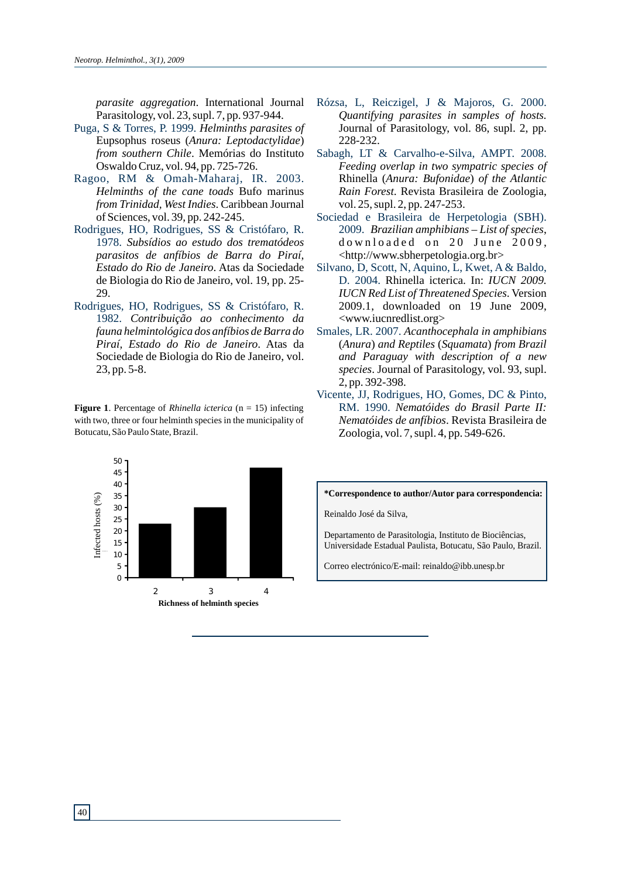*parasite aggregation*. International Journal Parasitology, vol. 23, supl. 7, pp. 937-944.

Puga, S & Torres, P. 1999. *Helminths parasites of* Eupsophus roseus (*Anura: Leptodactylidae*) *from southern Chile*. Memórias do Instituto Oswaldo Cruz, vol. 94, pp. 725-726.

Ragoo, RM & Omah-Maharaj, IR. 2003. *Helminths of the cane toads* Bufo marinus *from Trinidad, West Indies*. Caribbean Journal of Sciences, vol. 39, pp. 242-245.

Rodrigues, HO, Rodrigues, SS & Cristófaro, R. 1978. *Subsídios ao estudo dos trematódeos parasitos de anfíbios de Barra do Piraí, Estado do Rio de Janeiro*. Atas da Sociedade de Biologia do Rio de Janeiro, vol. 19, pp. 25-29.

Rodrigues, HO, Rodrigues, SS & Cristófaro, R. 1982. *Contribuição ao conhecimento da fauna helmintológica dos anfíbios de Barra do Piraí, Estado do Rio de Janeiro*. Atas da Sociedade de Biologia do Rio de Janeiro, vol. 23, pp. 5-8.

**Figure 1**. Percentage of *Rhinella icterica* (n = 15) infecting with two, three or four helminth species in the municipality of Botucatu, São Paulo State, Brazil.

50
45
40
35
30
25
20
15
10
5
0

Infected hosts (%)

2
3
4

Richness of helminth species

Rózsa, L, Reiczigel, J & Majoros, G. 2000. *Quantifying parasites in samples of hosts.* Journal of Parasitology, vol. 86, supl. 2, pp. 228-232.

Sabagh, LT & Carvalho-e-Silva, AMPT. 2008. *Feeding overlap in two sympatric species of* Rhinella (*Anura: Bufonidae*) *of the Atlantic Rain Forest*. Revista Brasileira de Zoologia, vol. 25, supl. 2, pp. 247-253.

Sociedad e Brasileira de Herpetologia (SBH). 2009. *Brazilian amphibians – List of species*, downloaded on 20 June 2009, <http://www.sbherpetologia.org.br>

Silvano, D, Scott, N, Aquino, L, Kwet, A & Baldo, D. 2004. Rhinella icterica. In: *IUCN 2009. IUCN Red List of Threatened Species*. Version 2009.1, downloaded on 19 June 2009, <www.iucnredlist.org>

Smales, LR. 2007. *Acanthocephala in amphibians* (*Anura*) *and Reptiles* (*Squamata*) *from Brazil and Paraguay with description of a new species*. Journal of Parasitology, vol. 93, supl. 2, pp. 392-398.

Vicente, JJ, Rodrigues, HO, Gomes, DC & Pinto, RM. 1990. *Nematóides do Brasil Parte II: Nematóides de anfíbios*. Revista Brasileira de Zoologia, vol. 7, supl. 4, pp. 549-626.

**\*Correspondence to author/Autor para correspondencia:**

Reinaldo José da Silva,

Departamento de Parasitologia, Instituto de Biociências, Universidade Estadual Paulista, Botucatu, São Paulo, Brazil.

Correo electrónico/E-mail: reinaldo@ibb.unesp.br